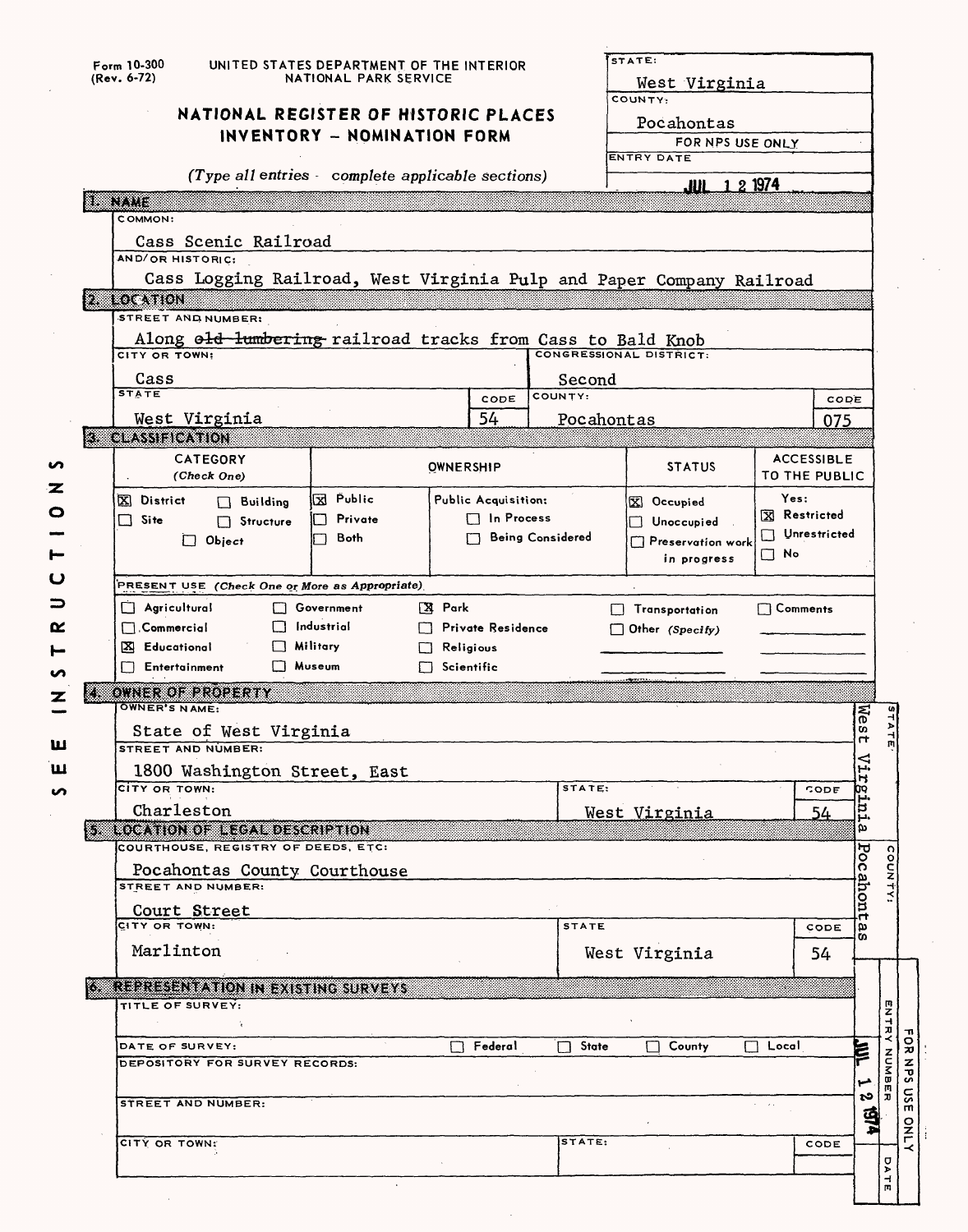Form 10-300 (Rev. 6-72)

UNITED STATES DEPARTMENT OF THE INTERIOR
NATIONAL PARK SERVICE

# NATIONAL REGISTER OF HISTORIC PLACES INVENTORY – NOMINATION FORM

*(Type all entries - complete applicable sections)*

| STATE: | West Virginia |
|---|---|
| COUNTY: | Pocahontas |
| FOR NPS USE ONLY | |
| ENTRY DATE | JUL 1 2 1974 |

## 1. NAME

COMMON:
Cass Scenic Railroad

AND/OR HISTORIC:
Cass Logging Railroad, West Virginia Pulp and Paper Company Railroad

## 2. LOCATION

STREET AND NUMBER:
Along ~~old lumbering~~ railroad tracks from Cass to Bald Knob

| CITY OR TOWN: | | CONGRESSIONAL DISTRICT: | |
|---|---|---|---|
| Cass | | Second | |
| STATE | CODE | COUNTY: | CODE |
| West Virginia | 54 | Pocahontas | 075 |

## 3. CLASSIFICATION

| CATEGORY (Check One) | OWNERSHIP | | STATUS | ACCESSIBLE TO THE PUBLIC |
|---|---|---|---|---|
| [X] District [ ] Building | [X] Public | Public Acquisition: | [X] Occupied | Yes: |
| [ ] Site [ ] Structure | [ ] Private | [ ] In Process | [ ] Unoccupied | [X] Restricted |
| [ ] Object | [ ] Both | [ ] Being Considered | [ ] Preservation work in progress | [ ] Unrestricted |
| | | | | [ ] No |

PRESENT USE *(Check One or More as Appropriate)*

| | | | | |
|---|---|---|---|---|
| [ ] Agricultural | [ ] Government | [X] Park | [ ] Transportation | [ ] Comments |
| [ ] Commercial | [ ] Industrial | [ ] Private Residence | [ ] Other *(Specify)* | |
| [X] Educational | [ ] Military | [ ] Religious | | |
| [ ] Entertainment | [ ] Museum | [ ] Scientific | | |

## 4. OWNER OF PROPERTY

OWNER'S NAME:
State of West Virginia

STREET AND NUMBER:
1800 Washington Street, East

| CITY OR TOWN: | STATE: | CODE |
|---|---|---|
| Charleston | West Virginia | 54 |

## 5. LOCATION OF LEGAL DESCRIPTION

COURTHOUSE, REGISTRY OF DEEDS, ETC:
Pocahontas County Courthouse

STREET AND NUMBER:
Court Street

| CITY OR TOWN: | STATE | CODE |
|---|---|---|
| Marlinton | West Virginia | 54 |

## 6. REPRESENTATION IN EXISTING SURVEYS

TITLE OF SURVEY:

DATE OF SURVEY: [ ] Federal [ ] State [ ] County [ ] Local

DEPOSITORY FOR SURVEY RECORDS:

STREET AND NUMBER:

| CITY OR TOWN: | STATE: | CODE |
|---|---|---|
| | | |

SEE INSTRUCTIONS

STATE: West Virginia
COUNTY: Pocahontas
FOR NPS USE ONLY — ENTRY NUMBER — DATE: JUL 12 1974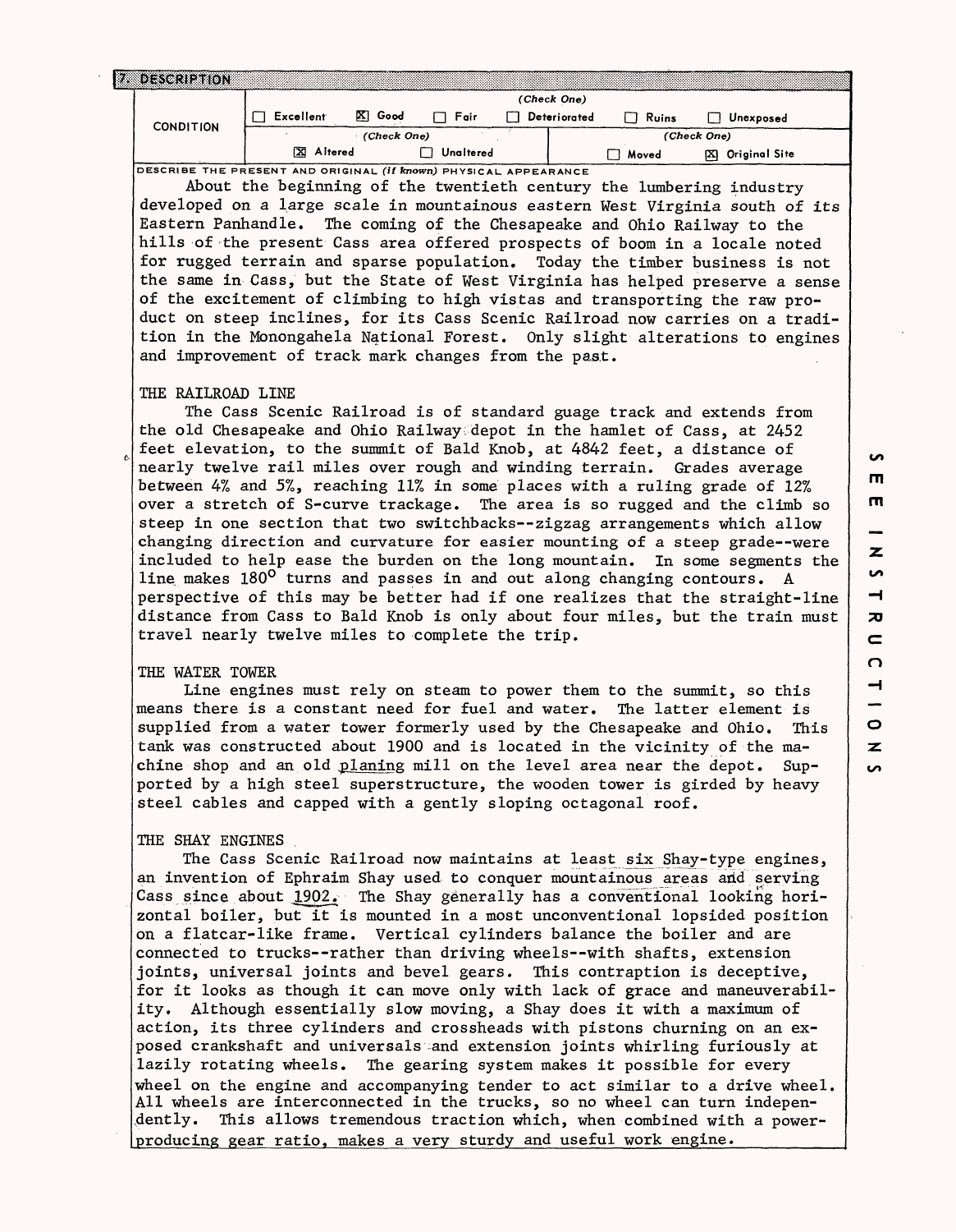## 7. DESCRIPTION

| CONDITION | (Check One) | | | | | |
|---|---|---|---|---|---|---|
| | ☐ Excellent | ☒ Good | ☐ Fair | ☐ Deteriorated | ☐ Ruins | ☐ Unexposed |
| | (Check One) | | | (Check One) | | |
| | ☒ Altered | ☐ Unaltered | | ☐ Moved | ☒ Original Site | |

DESCRIBE THE PRESENT AND ORIGINAL (if known) PHYSICAL APPEARANCE

About the beginning of the twentieth century the lumbering industry developed on a large scale in mountainous eastern West Virginia south of its Eastern Panhandle. The coming of the Chesapeake and Ohio Railway to the hills of the present Cass area offered prospects of boom in a locale noted for rugged terrain and sparse population. Today the timber business is not the same in Cass, but the State of West Virginia has helped preserve a sense of the excitement of climbing to high vistas and transporting the raw product on steep inclines, for its Cass Scenic Railroad now carries on a tradition in the Monongahela National Forest. Only slight alterations to engines and improvement of track mark changes from the past.

THE RAILROAD LINE

The Cass Scenic Railroad is of standard guage track and extends from the old Chesapeake and Ohio Railway depot in the hamlet of Cass, at 2452 feet elevation, to the summit of Bald Knob, at 4842 feet, a distance of nearly twelve rail miles over rough and winding terrain. Grades average between 4% and 5%, reaching 11% in some places with a ruling grade of 12% over a stretch of S-curve trackage. The area is so rugged and the climb so steep in one section that two switchbacks--zigzag arrangements which allow changing direction and curvature for easier mounting of a steep grade--were included to help ease the burden on the long mountain. In some segments the line makes 180° turns and passes in and out along changing contours. A perspective of this may be better had if one realizes that the straight-line distance from Cass to Bald Knob is only about four miles, but the train must travel nearly twelve miles to complete the trip.

THE WATER TOWER

Line engines must rely on steam to power them to the summit, so this means there is a constant need for fuel and water. The latter element is supplied from a water tower formerly used by the Chesapeake and Ohio. This tank was constructed about 1900 and is located in the vicinity of the machine shop and an old planing mill on the level area near the depot. Supported by a high steel superstructure, the wooden tower is girded by heavy steel cables and capped with a gently sloping octagonal roof.

THE SHAY ENGINES

The Cass Scenic Railroad now maintains at least six Shay-type engines, an invention of Ephraim Shay used to conquer mountainous areas and serving Cass since about 1902. The Shay generally has a conventional looking horizontal boiler, but it is mounted in a most unconventional lopsided position on a flatcar-like frame. Vertical cylinders balance the boiler and are connected to trucks--rather than driving wheels--with shafts, extension joints, universal joints and bevel gears. This contraption is deceptive, for it looks as though it can move only with lack of grace and maneuverability. Although essentially slow moving, a Shay does it with a maximum of action, its three cylinders and crossheads with pistons churning on an exposed crankshaft and universals and extension joints whirling furiously at lazily rotating wheels. The gearing system makes it possible for every wheel on the engine and accompanying tender to act similar to a drive wheel. All wheels are interconnected in the trucks, so no wheel can turn independently. This allows tremendous traction which, when combined with a power-producing gear ratio, makes a very sturdy and useful work engine.

SEE INSTRUCTIONS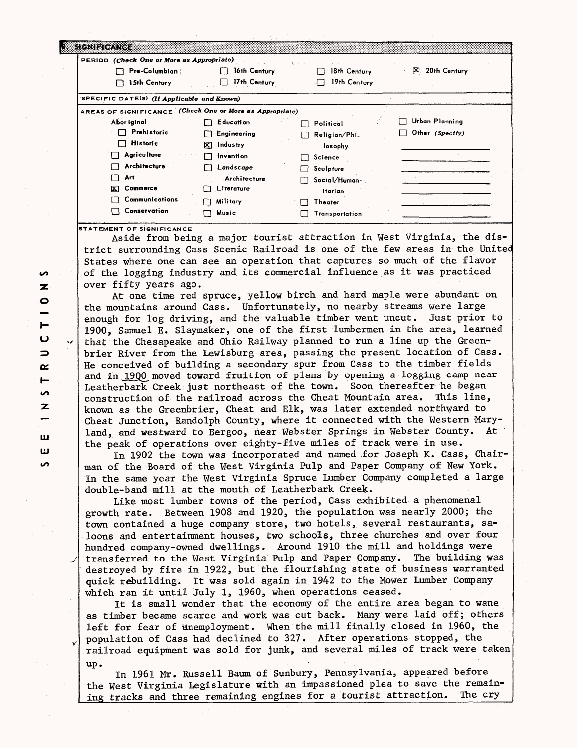## 8. SIGNIFICANCE

**PERIOD** *(Check One or More as Appropriate)*

| | | | |
|---|---|---|---|
| ☐ Pre-Columbian | ☐ 16th Century | ☐ 18th Century | ☒ 20th Century |
| ☐ 15th Century | ☐ 17th Century | ☐ 19th Century | |

**SPECIFIC DATE(S)** *(If Applicable and Known)*

**AREAS OF SIGNIFICANCE** *(Check One or More as Appropriate)*

| | | | |
|---|---|---|---|
| Aboriginal | ☐ Education | ☐ Political | ☐ Urban Planning |
| ☐ Prehistoric | ☐ Engineering | ☐ Religion/Philosophy | ☐ Other (Specify) |
| ☐ Historic | ☒ Industry | ☐ Science | |
| ☐ Agriculture | ☐ Invention | ☐ Sculpture | |
| ☐ Architecture | ☐ Landscape Architecture | ☐ Social/Humanitarian | |
| ☐ Art | ☐ Literature | ☐ Theater | |
| ☒ Commerce | ☐ Military | ☐ Transportation | |
| ☐ Communications | ☐ Music | | |
| ☐ Conservation | | | |

**STATEMENT OF SIGNIFICANCE**

Aside from being a major tourist attraction in West Virginia, the district surrounding Cass Scenic Railroad is one of the few areas in the United States where one can see an operation that captures so much of the flavor of the logging industry and its commercial influence as it was practiced over fifty years ago.

At one time red spruce, yellow birch and hard maple were abundant on the mountains around Cass. Unfortunately, no nearby streams were large enough for log driving, and the valuable timber went uncut. Just prior to 1900, Samuel E. Slaymaker, one of the first lumbermen in the area, learned that the Chesapeake and Ohio Railway planned to run a line up the Greenbrier River from the Lewisburg area, passing the present location of Cass. He conceived of building a secondary spur from Cass to the timber fields and in 1900 moved toward fruition of plans by opening a logging camp near Leatherbark Creek just northeast of the town. Soon thereafter he began construction of the railroad across the Cheat Mountain area. This line, known as the Greenbrier, Cheat and Elk, was later extended northward to Cheat Junction, Randolph County, where it connected with the Western Maryland, and westward to Bergoo, near Webster Springs in Webster County. At the peak of operations over eighty-five miles of track were in use.

In 1902 the town was incorporated and named for Joseph K. Cass, Chairman of the Board of the West Virginia Pulp and Paper Company of New York. In the same year the West Virginia Spruce Lumber Company completed a large double-band mill at the mouth of Leatherbark Creek.

Like most lumber towns of the period, Cass exhibited a phenomenal growth rate. Between 1908 and 1920, the population was nearly 2000; the town contained a huge company store, two hotels, several restaurants, saloons and entertainment houses, two schools, three churches and over four hundred company-owned dwellings. Around 1910 the mill and holdings were transferred to the West Virginia Pulp and Paper Company. The building was destroyed by fire in 1922, but the flourishing state of business warranted quick rebuilding. It was sold again in 1942 to the Mower Lumber Company which ran it until July 1, 1960, when operations ceased.

It is small wonder that the economy of the entire area began to wane as timber became scarce and work was cut back. Many were laid off; others left for fear of unemployment. When the mill finally closed in 1960, the population of Cass had declined to 327. After operations stopped, the railroad equipment was sold for junk, and several miles of track were taken up.

In 1961 Mr. Russell Baum of Sunbury, Pennsylvania, appeared before the West Virginia Legislature with an impassioned plea to save the remaining tracks and three remaining engines for a tourist attraction. The cry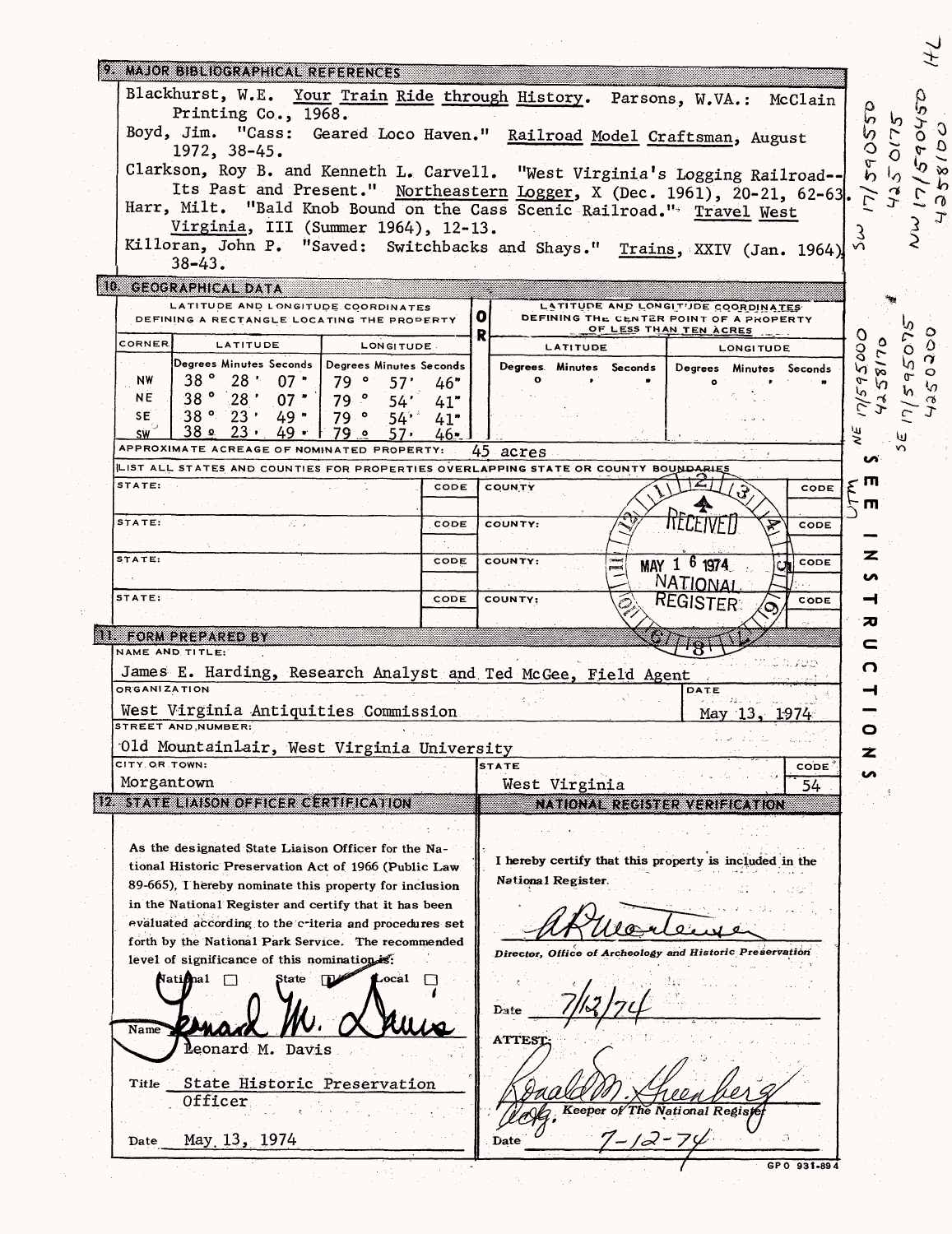## 9. MAJOR BIBLIOGRAPHICAL REFERENCES

Blackhurst, W.E. Your Train Ride through History. Parsons, W.VA.: McClain Printing Co., 1968.

Boyd, Jim. "Cass: Geared Loco Haven." Railroad Model Craftsman, August 1972, 38-45.

Clarkson, Roy B. and Kenneth L. Carvell. "West Virginia's Logging Railroad--Its Past and Present." Northeastern Logger, X (Dec. 1961), 20-21, 62-63.

Harr, Milt. "Bald Knob Bound on the Cass Scenic Railroad." Travel West Virginia, III (Summer 1964), 12-13.

Killoran, John P. "Saved: Switchbacks and Shays." Trains, XXIV (Jan. 1964), 38-43.

## 10. GEOGRAPHICAL DATA

| LATITUDE AND LONGITUDE COORDINATES DEFINING A RECTANGLE LOCATING THE PROPERTY | | | OR | LATITUDE AND LONGITUDE COORDINATES DEFINING THE CENTER POINT OF A PROPERTY OF LESS THAN TEN ACRES | |
|---|---|---|---|---|---|
| CORNER | LATITUDE | LONGITUDE | | LATITUDE | LONGITUDE |
| | Degrees Minutes Seconds | Degrees Minutes Seconds | | Degrees Minutes Seconds | Degrees Minutes Seconds |
| NW | 38° 28' 07" | 79° 57' 46" | | ° ' " | ° ' " |
| NE | 38° 28' 07" | 79° 54' 41" | | | |
| SE | 38° 23' 49" | 79° 54' 41" | | | |
| SW | 38° 23' 49" | 79° 57' 46" | | | |

APPROXIMATE ACREAGE OF NOMINATED PROPERTY: 45 acres

LIST ALL STATES AND COUNTIES FOR PROPERTIES OVERLAPPING STATE OR COUNTY BOUNDARIES

| STATE: | CODE | COUNTY | CODE |
|---|---|---|---|
| STATE: | CODE | COUNTY: | CODE |
| STATE: | CODE | COUNTY: | CODE |
| STATE: | CODE | COUNTY: | CODE |

RECEIVED MAY 16 1974 NATIONAL REGISTER

UTM SW 17/590550 4250175
NW 17/590450 4258100
NE 17/595000 4258170
SE 17/595075 4250200

## 11. FORM PREPARED BY

NAME AND TITLE:
James E. Harding, Research Analyst and Ted McGee, Field Agent

ORGANIZATION: West Virginia Antiquities Commission
DATE: May 13, 1974

STREET AND NUMBER: Old Mountainlair, West Virginia University

CITY OR TOWN: Morgantown
STATE: West Virginia
CODE: 54

## 12. STATE LIAISON OFFICER CERTIFICATION

As the designated State Liaison Officer for the National Historic Preservation Act of 1966 (Public Law 89-665), I hereby nominate this property for inclusion in the National Register and certify that it has been evaluated according to the criteria and procedures set forth by the National Park Service. The recommended level of significance of this nomination is:

National ☐ State ☑ Local ☐

Name: Leonard M. Davis

Title: State Historic Preservation Officer

Date: May 13, 1974

## NATIONAL REGISTER VERIFICATION

I hereby certify that this property is included in the National Register.

Director, Office of Archeology and Historic Preservation

Date: 7/12/74

ATTEST:

Keeper of The National Register

Date: 7-12-74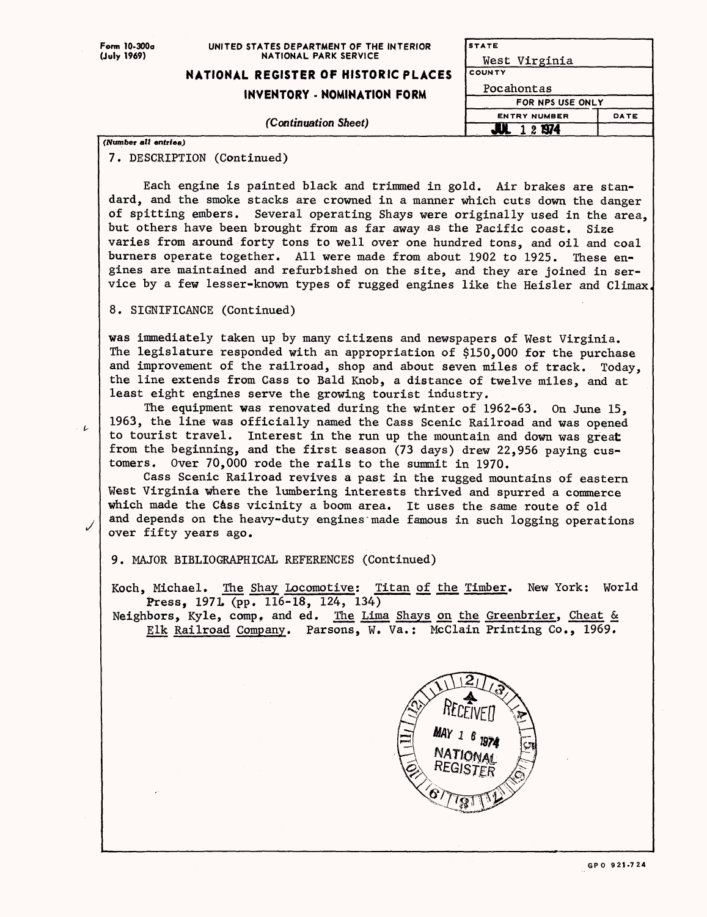Form 10-300a (July 1969)

UNITED STATES DEPARTMENT OF THE INTERIOR
NATIONAL PARK SERVICE

# NATIONAL REGISTER OF HISTORIC PLACES
## INVENTORY - NOMINATION FORM

*(Continuation Sheet)*

| STATE | |
|---|---|
| West Virginia | |
| COUNTY | |
| Pocahontas | |
| FOR NPS USE ONLY | |
| ENTRY NUMBER | DATE |
| JUL 12 1974 | |

*(Number all entries)*

7. DESCRIPTION (Continued)

Each engine is painted black and trimmed in gold. Air brakes are standard, and the smoke stacks are crowned in a manner which cuts down the danger of spitting embers. Several operating Shays were originally used in the area, but others have been brought from as far away as the Pacific coast. Size varies from around forty tons to well over one hundred tons, and oil and coal burners operate together. All were made from about 1902 to 1925. These engines are maintained and refurbished on the site, and they are joined in service by a few lesser-known types of rugged engines like the Heisler and Climax.

8. SIGNIFICANCE (Continued)

was immediately taken up by many citizens and newspapers of West Virginia. The legislature responded with an appropriation of $150,000 for the purchase and improvement of the railroad, shop and about seven miles of track. Today, the line extends from Cass to Bald Knob, a distance of twelve miles, and at least eight engines serve the growing tourist industry.

The equipment was renovated during the winter of 1962-63. On June 15, 1963, the line was officially named the Cass Scenic Railroad and was opened to tourist travel. Interest in the run up the mountain and down was great from the beginning, and the first season (73 days) drew 22,956 paying customers. Over 70,000 rode the rails to the summit in 1970.

Cass Scenic Railroad revives a past in the rugged mountains of eastern West Virginia where the lumbering interests thrived and spurred a commerce which made the Cass vicinity a boom area. It uses the same route of old and depends on the heavy-duty engines made famous in such logging operations over fifty years ago.

9. MAJOR BIBLIOGRAPHICAL REFERENCES (Continued)

Koch, Michael. The Shay Locomotive: Titan of the Timber. New York: World Press, 1971. (pp. 116-18, 124, 134)

Neighbors, Kyle, comp. and ed. The Lima Shays on the Greenbrier, Cheat & Elk Railroad Company. Parsons, W. Va.: McClain Printing Co., 1969.

RECEIVED MAY 16 1974 NATIONAL REGISTER

GPO 921-724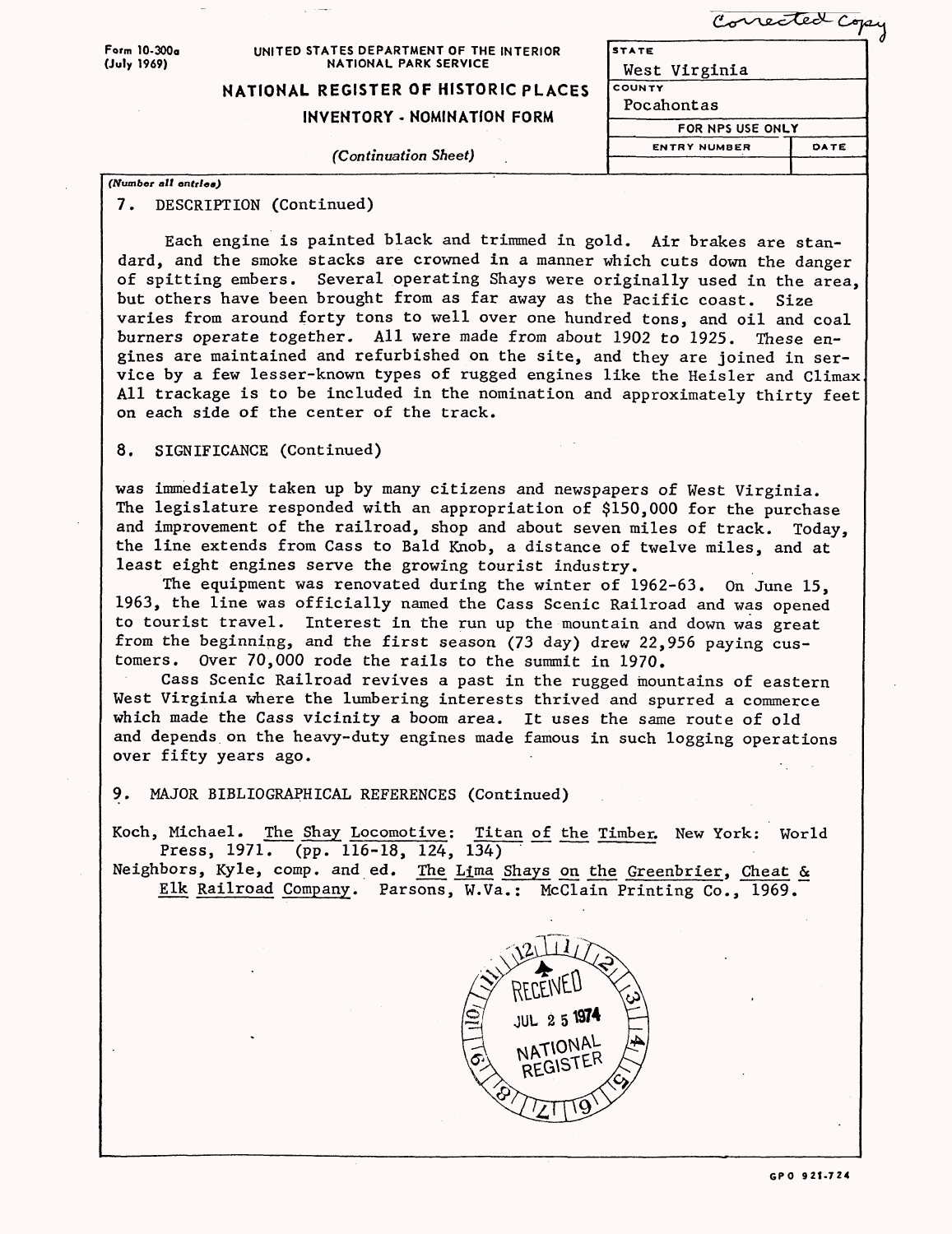Corrected Copy

Form 10-300a
(July 1969)

UNITED STATES DEPARTMENT OF THE INTERIOR
NATIONAL PARK SERVICE

# NATIONAL REGISTER OF HISTORIC PLACES
## INVENTORY - NOMINATION FORM

*(Continuation Sheet)*

| STATE | |
|---|---|
| West Virginia | |
| COUNTY | |
| Pocahontas | |
| FOR NPS USE ONLY | |
| ENTRY NUMBER | DATE |
| | |

*(Number all entries)*

7. DESCRIPTION (Continued)

Each engine is painted black and trimmed in gold. Air brakes are standard, and the smoke stacks are crowned in a manner which cuts down the danger of spitting embers. Several operating Shays were originally used in the area, but others have been brought from as far away as the Pacific coast. Size varies from around forty tons to well over one hundred tons, and oil and coal burners operate together. All were made from about 1902 to 1925. These engines are maintained and refurbished on the site, and they are joined in service by a few lesser-known types of rugged engines like the Heisler and Climax. All trackage is to be included in the nomination and approximately thirty feet on each side of the center of the track.

8. SIGNIFICANCE (Continued)

was immediately taken up by many citizens and newspapers of West Virginia. The legislature responded with an appropriation of $150,000 for the purchase and improvement of the railroad, shop and about seven miles of track. Today, the line extends from Cass to Bald Knob, a distance of twelve miles, and at least eight engines serve the growing tourist industry.

The equipment was renovated during the winter of 1962-63. On June 15, 1963, the line was officially named the Cass Scenic Railroad and was opened to tourist travel. Interest in the run up the mountain and down was great from the beginning, and the first season (73 day) drew 22,956 paying customers. Over 70,000 rode the rails to the summit in 1970.

Cass Scenic Railroad revives a past in the rugged mountains of eastern West Virginia where the lumbering interests thrived and spurred a commerce which made the Cass vicinity a boom area. It uses the same route of old and depends on the heavy-duty engines made famous in such logging operations over fifty years ago.

9. MAJOR BIBLIOGRAPHICAL REFERENCES (Continued)

Koch, Michael. The Shay Locomotive: Titan of the Timber. New York: World Press, 1971. (pp. 116-18, 124, 134)

Neighbors, Kyle, comp. and ed. The Lima Shays on the Greenbrier, Cheat & Elk Railroad Company. Parsons, W.Va.: McClain Printing Co., 1969.

RECEIVED
JUL 25 1974
NATIONAL REGISTER

GPO 921-724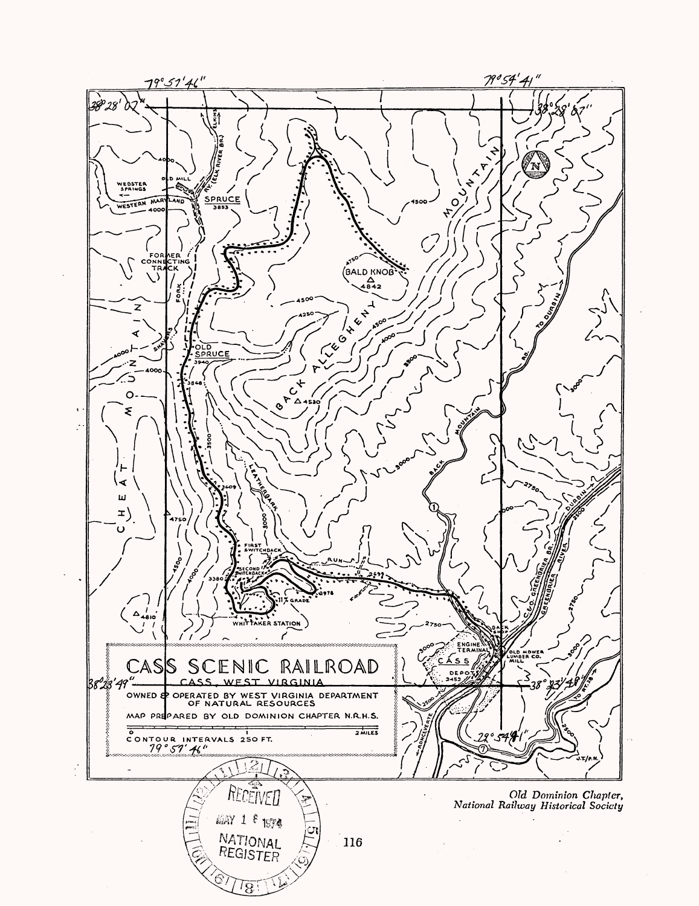CASS SCENIC RAILROAD

CASS, WEST VIRGINIA

OWNED & OPERATED BY WEST VIRGINIA DEPARTMENT OF NATURAL RESOURCES

MAP PREPARED BY OLD DOMINION CHAPTER N.R.H.S.

0 1 2 MILES

CONTOUR INTERVALS 250 FT.

79°57'46"

79°54'41"

38°28'07"

38°23'49"

CHEAT MOUNTAIN

BACK ALLEGHENY MOUNTAIN

BACK MOUNTAIN

BALD KNOB 4842

SPRUCE 3853

OLD SPRUCE 3940

WEBSTER SPRINGS

WESTERN MARYLAND

OLD MILL

ELKINS

FORMER CONNECTING TRACK

SHAVERS FORK

LEATHERBARK RUN

FIRST SWITCHBACK

SECOND SWITCHBACK

11% GRADE

WHITTAKER STATION

ENGINE TERMINAL

CASS

DEPOT 2452

BACK SHOP

OLD MOWER LUMBER CO. MILL

GREENBRIER RIVER

TO DURBIN

TO RT. 28

RONCEVERTE

*Old Dominion Chapter, National Railway Historical Society*

RECEIVED MAY 16 1974 NATIONAL REGISTER